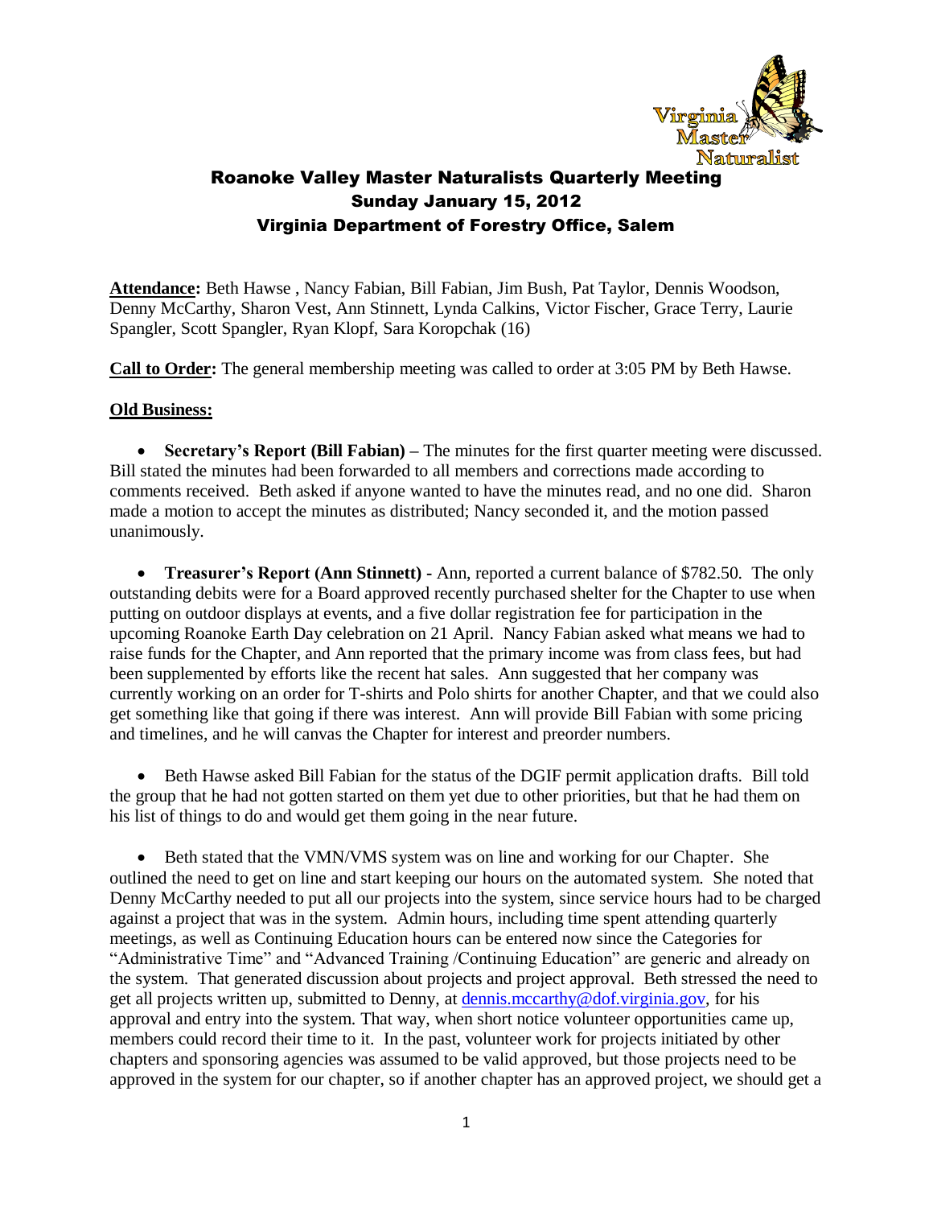# Roanoke Valley Master Naturalists Quarterly Meeting
## Sunday January 15, 2012
## Virginia Department of Forestry Office, Salem

**Attendance:** Beth Hawse , Nancy Fabian, Bill Fabian, Jim Bush, Pat Taylor, Dennis Woodson, Denny McCarthy, Sharon Vest, Ann Stinnett, Lynda Calkins, Victor Fischer, Grace Terry, Laurie Spangler, Scott Spangler, Ryan Klopf, Sara Koropchak (16)

**Call to Order:** The general membership meeting was called to order at 3:05 PM by Beth Hawse.

**Old Business:**

- **Secretary's Report (Bill Fabian) –** The minutes for the first quarter meeting were discussed. Bill stated the minutes had been forwarded to all members and corrections made according to comments received. Beth asked if anyone wanted to have the minutes read, and no one did. Sharon made a motion to accept the minutes as distributed; Nancy seconded it, and the motion passed unanimously.

- **Treasurer's Report (Ann Stinnett) -** Ann, reported a current balance of $782.50. The only outstanding debits were for a Board approved recently purchased shelter for the Chapter to use when putting on outdoor displays at events, and a five dollar registration fee for participation in the upcoming Roanoke Earth Day celebration on 21 April. Nancy Fabian asked what means we had to raise funds for the Chapter, and Ann reported that the primary income was from class fees, but had been supplemented by efforts like the recent hat sales. Ann suggested that her company was currently working on an order for T-shirts and Polo shirts for another Chapter, and that we could also get something like that going if there was interest. Ann will provide Bill Fabian with some pricing and timelines, and he will canvas the Chapter for interest and preorder numbers.

- Beth Hawse asked Bill Fabian for the status of the DGIF permit application drafts. Bill told the group that he had not gotten started on them yet due to other priorities, but that he had them on his list of things to do and would get them going in the near future.

- Beth stated that the VMN/VMS system was on line and working for our Chapter. She outlined the need to get on line and start keeping our hours on the automated system. She noted that Denny McCarthy needed to put all our projects into the system, since service hours had to be charged against a project that was in the system. Admin hours, including time spent attending quarterly meetings, as well as Continuing Education hours can be entered now since the Categories for "Administrative Time" and "Advanced Training /Continuing Education" are generic and already on the system. That generated discussion about projects and project approval. Beth stressed the need to get all projects written up, submitted to Denny, at dennis.mccarthy@dof.virginia.gov, for his approval and entry into the system. That way, when short notice volunteer opportunities came up, members could record their time to it. In the past, volunteer work for projects initiated by other chapters and sponsoring agencies was assumed to be valid approved, but those projects need to be approved in the system for our chapter, so if another chapter has an approved project, we should get a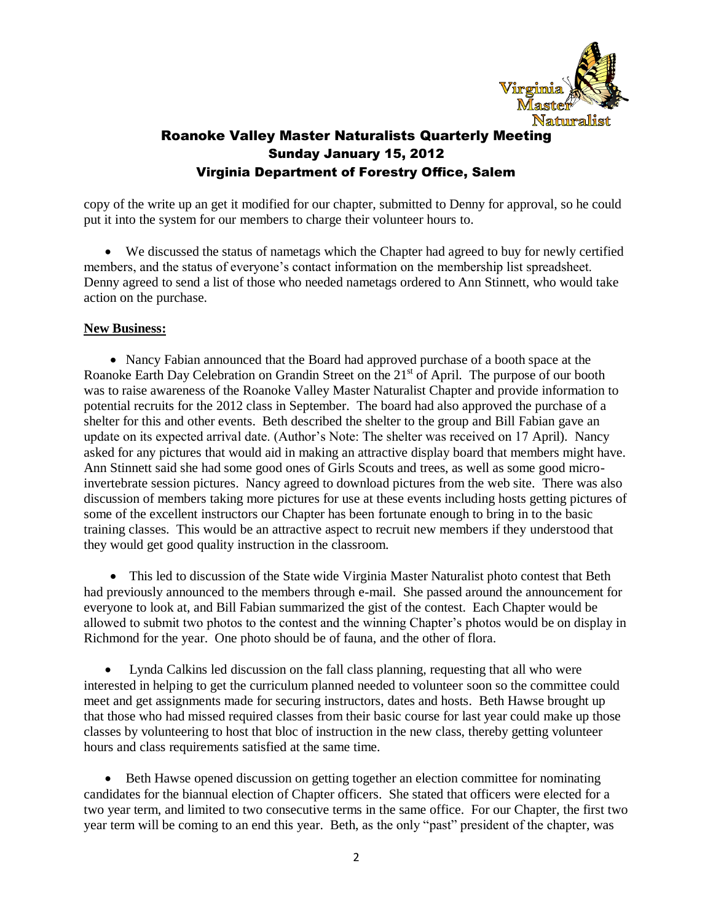copy of the write up an get it modified for our chapter, submitted to Denny for approval, so he could put it into the system for our members to charge their volunteer hours to.

- We discussed the status of nametags which the Chapter had agreed to buy for newly certified members, and the status of everyone's contact information on the membership list spreadsheet. Denny agreed to send a list of those who needed nametags ordered to Ann Stinnett, who would take action on the purchase.

**New Business:**

- Nancy Fabian announced that the Board had approved purchase of a booth space at the Roanoke Earth Day Celebration on Grandin Street on the 21st of April. The purpose of our booth was to raise awareness of the Roanoke Valley Master Naturalist Chapter and provide information to potential recruits for the 2012 class in September. The board had also approved the purchase of a shelter for this and other events. Beth described the shelter to the group and Bill Fabian gave an update on its expected arrival date. (Author's Note: The shelter was received on 17 April). Nancy asked for any pictures that would aid in making an attractive display board that members might have. Ann Stinnett said she had some good ones of Girls Scouts and trees, as well as some good micro-invertebrate session pictures. Nancy agreed to download pictures from the web site. There was also discussion of members taking more pictures for use at these events including hosts getting pictures of some of the excellent instructors our Chapter has been fortunate enough to bring in to the basic training classes. This would be an attractive aspect to recruit new members if they understood that they would get good quality instruction in the classroom.

- This led to discussion of the State wide Virginia Master Naturalist photo contest that Beth had previously announced to the members through e-mail. She passed around the announcement for everyone to look at, and Bill Fabian summarized the gist of the contest. Each Chapter would be allowed to submit two photos to the contest and the winning Chapter's photos would be on display in Richmond for the year. One photo should be of fauna, and the other of flora.

- Lynda Calkins led discussion on the fall class planning, requesting that all who were interested in helping to get the curriculum planned needed to volunteer soon so the committee could meet and get assignments made for securing instructors, dates and hosts. Beth Hawse brought up that those who had missed required classes from their basic course for last year could make up those classes by volunteering to host that bloc of instruction in the new class, thereby getting volunteer hours and class requirements satisfied at the same time.

- Beth Hawse opened discussion on getting together an election committee for nominating candidates for the biannual election of Chapter officers. She stated that officers were elected for a two year term, and limited to two consecutive terms in the same office. For our Chapter, the first two year term will be coming to an end this year. Beth, as the only "past" president of the chapter, was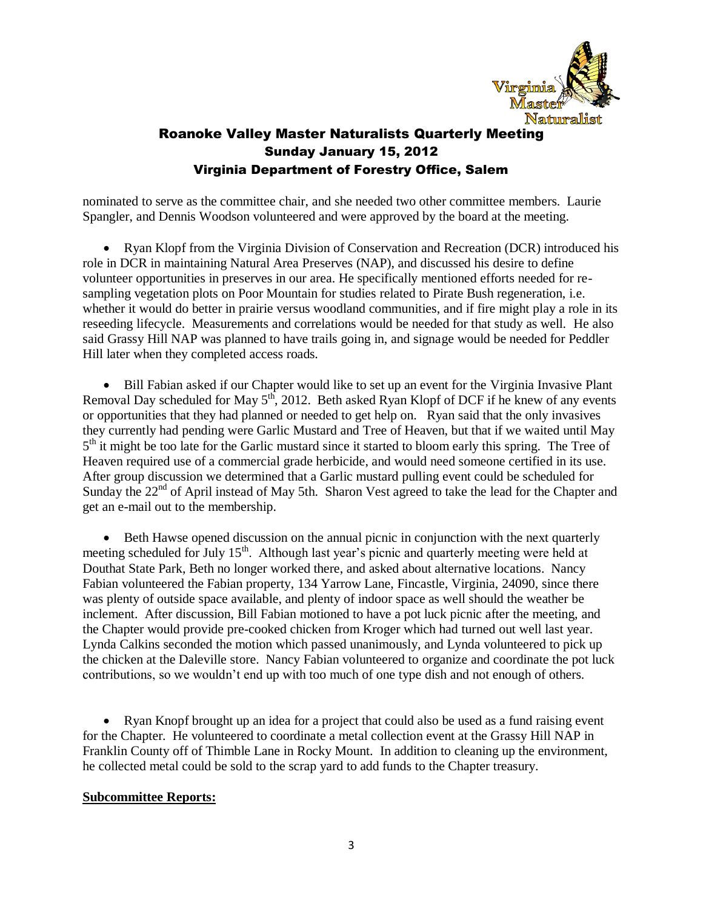nominated to serve as the committee chair, and she needed two other committee members. Laurie Spangler, and Dennis Woodson volunteered and were approved by the board at the meeting.

- Ryan Klopf from the Virginia Division of Conservation and Recreation (DCR) introduced his role in DCR in maintaining Natural Area Preserves (NAP), and discussed his desire to define volunteer opportunities in preserves in our area. He specifically mentioned efforts needed for re-sampling vegetation plots on Poor Mountain for studies related to Pirate Bush regeneration, i.e. whether it would do better in prairie versus woodland communities, and if fire might play a role in its reseeding lifecycle. Measurements and correlations would be needed for that study as well. He also said Grassy Hill NAP was planned to have trails going in, and signage would be needed for Peddler Hill later when they completed access roads.

- Bill Fabian asked if our Chapter would like to set up an event for the Virginia Invasive Plant Removal Day scheduled for May 5th, 2012. Beth asked Ryan Klopf of DCF if he knew of any events or opportunities that they had planned or needed to get help on. Ryan said that the only invasives they currently had pending were Garlic Mustard and Tree of Heaven, but that if we waited until May 5th it might be too late for the Garlic mustard since it started to bloom early this spring. The Tree of Heaven required use of a commercial grade herbicide, and would need someone certified in its use. After group discussion we determined that a Garlic mustard pulling event could be scheduled for Sunday the 22nd of April instead of May 5th. Sharon Vest agreed to take the lead for the Chapter and get an e-mail out to the membership.

- Beth Hawse opened discussion on the annual picnic in conjunction with the next quarterly meeting scheduled for July 15th. Although last year's picnic and quarterly meeting were held at Douthat State Park, Beth no longer worked there, and asked about alternative locations. Nancy Fabian volunteered the Fabian property, 134 Yarrow Lane, Fincastle, Virginia, 24090, since there was plenty of outside space available, and plenty of indoor space as well should the weather be inclement. After discussion, Bill Fabian motioned to have a pot luck picnic after the meeting, and the Chapter would provide pre-cooked chicken from Kroger which had turned out well last year. Lynda Calkins seconded the motion which passed unanimously, and Lynda volunteered to pick up the chicken at the Daleville store. Nancy Fabian volunteered to organize and coordinate the pot luck contributions, so we wouldn't end up with too much of one type dish and not enough of others.

- Ryan Knopf brought up an idea for a project that could also be used as a fund raising event for the Chapter. He volunteered to coordinate a metal collection event at the Grassy Hill NAP in Franklin County off of Thimble Lane in Rocky Mount. In addition to cleaning up the environment, he collected metal could be sold to the scrap yard to add funds to the Chapter treasury.

**Subcommittee Reports:**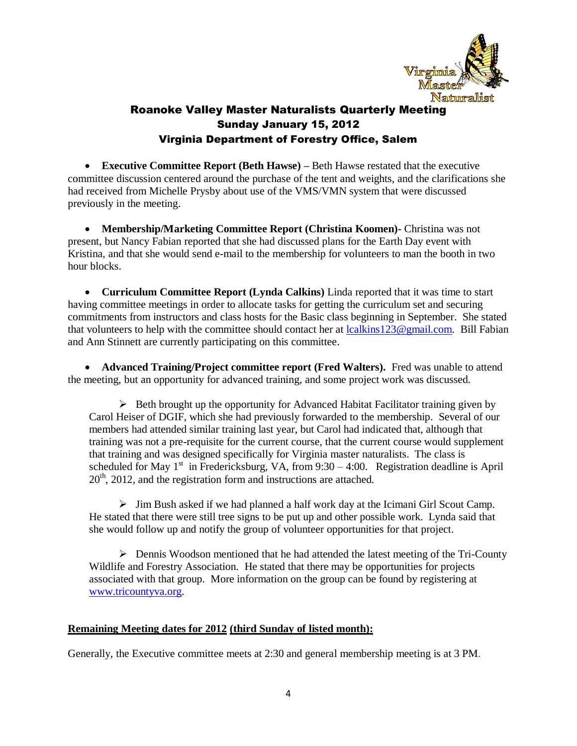## Roanoke Valley Master Naturalists Quarterly Meeting
## Sunday January 15, 2012
## Virginia Department of Forestry Office, Salem

- **Executive Committee Report (Beth Hawse) –** Beth Hawse restated that the executive committee discussion centered around the purchase of the tent and weights, and the clarifications she had received from Michelle Prysby about use of the VMS/VMN system that were discussed previously in the meeting.

- **Membership/Marketing Committee Report (Christina Koomen)**- Christina was not present, but Nancy Fabian reported that she had discussed plans for the Earth Day event with Kristina, and that she would send e-mail to the membership for volunteers to man the booth in two hour blocks.

- **Curriculum Committee Report (Lynda Calkins)** Linda reported that it was time to start having committee meetings in order to allocate tasks for getting the curriculum set and securing commitments from instructors and class hosts for the Basic class beginning in September. She stated that volunteers to help with the committee should contact her at lcalkins123@gmail.com. Bill Fabian and Ann Stinnett are currently participating on this committee.

- **Advanced Training/Project committee report (Fred Walters).** Fred was unable to attend the meeting, but an opportunity for advanced training, and some project work was discussed.

  - Beth brought up the opportunity for Advanced Habitat Facilitator training given by Carol Heiser of DGIF, which she had previously forwarded to the membership. Several of our members had attended similar training last year, but Carol had indicated that, although that training was not a pre-requisite for the current course, that the current course would supplement that training and was designed specifically for Virginia master naturalists. The class is scheduled for May 1st in Fredericksburg, VA, from 9:30 – 4:00. Registration deadline is April 20th, 2012, and the registration form and instructions are attached.

  - Jim Bush asked if we had planned a half work day at the Icimani Girl Scout Camp. He stated that there were still tree signs to be put up and other possible work. Lynda said that she would follow up and notify the group of volunteer opportunities for that project.

  - Dennis Woodson mentioned that he had attended the latest meeting of the Tri-County Wildlife and Forestry Association. He stated that there may be opportunities for projects associated with that group. More information on the group can be found by registering at www.tricountyva.org.

**Remaining Meeting dates for 2012 (third Sunday of listed month):**

Generally, the Executive committee meets at 2:30 and general membership meeting is at 3 PM.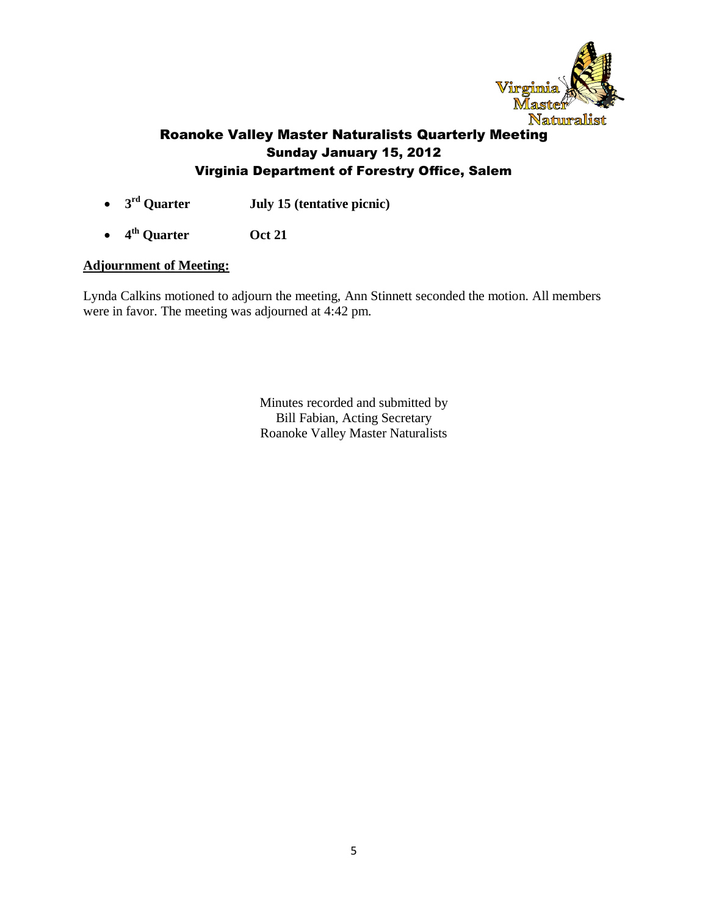# Roanoke Valley Master Naturalists Quarterly Meeting
## Sunday January 15, 2012
## Virginia Department of Forestry Office, Salem

- **3rd Quarter July 15 (tentative picnic)**
- **4th Quarter Oct 21**

**Adjournment of Meeting:**

Lynda Calkins motioned to adjourn the meeting, Ann Stinnett seconded the motion. All members were in favor. The meeting was adjourned at 4:42 pm.

Minutes recorded and submitted by
Bill Fabian, Acting Secretary
Roanoke Valley Master Naturalists